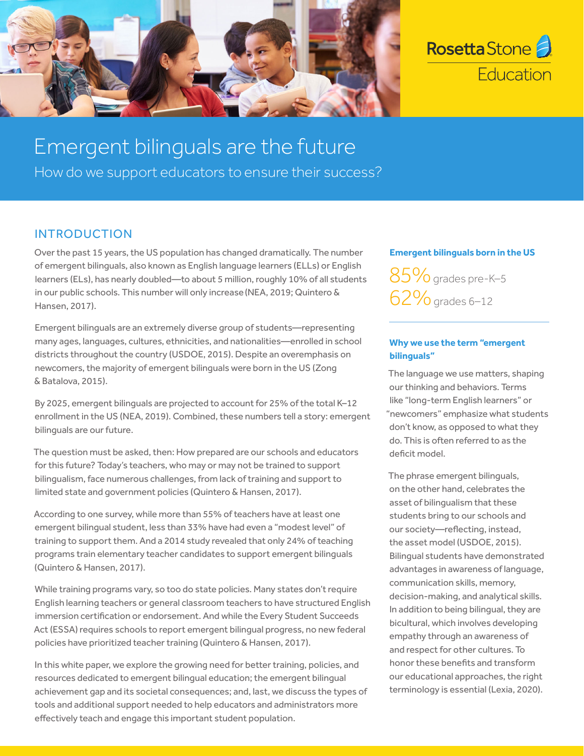Rosetta Stone Education

# Emergent bilinguals are the future

How do we support educators to ensure their success?

## INTRODUCTION

Over the past 15 years, the US population has changed dramatically. The number of emergent bilinguals, also known as English language learners (ELLs) or English learners (ELs), has nearly doubled—to about 5 million, roughly 10% of all students in our public schools. This number will only increase (NEA, 2019; Quintero & Hansen, 2017).

Emergent bilinguals are an extremely diverse group of students—representing many ages, languages, cultures, ethnicities, and nationalities—enrolled in school districts throughout the country (USDOE, 2015). Despite an overemphasis on newcomers, the majority of emergent bilinguals were born in the US (Zong & Batalova, 2015).

By 2025, emergent bilinguals are projected to account for 25% of the total K–12 enrollment in the US (NEA, 2019). Combined, these numbers tell a story: emergent bilinguals are our future.

The question must be asked, then: How prepared are our schools and educators for this future? Today's teachers, who may or may not be trained to support bilingualism, face numerous challenges, from lack of training and support to limited state and government policies (Quintero & Hansen, 2017).

According to one survey, while more than 55% of teachers have at least one emergent bilingual student, less than 33% have had even a "modest level" of training to support them. And a 2014 study revealed that only 24% of teaching programs train elementary teacher candidates to support emergent bilinguals (Quintero & Hansen, 2017).

While training programs vary, so too do state policies. Many states don't require English learning teachers or general classroom teachers to have structured English immersion certification or endorsement. And while the Every Student Succeeds Act (ESSA) requires schools to report emergent bilingual progress, no new federal policies have prioritized teacher training (Quintero & Hansen, 2017).

In this white paper, we explore the growing need for better training, policies, and resources dedicated to emergent bilingual education; the emergent bilingual achievement gap and its societal consequences; and, last, we discuss the types of tools and additional support needed to help educators and administrators more effectively teach and engage this important student population.

**Emergent bilinguals born in the US**

85% grades pre-K–5

62% grades 6–12

**Why we use the term "emergent bilinguals"**

The language we use matters, shaping our thinking and behaviors. Terms like "long-term English learners" or "newcomers" emphasize what students don't know, as opposed to what they do. This is often referred to as the deficit model.

The phrase emergent bilinguals, on the other hand, celebrates the asset of bilingualism that these students bring to our schools and our society—reflecting, instead, the asset model (USDOE, 2015). Bilingual students have demonstrated advantages in awareness of language, communication skills, memory, decision-making, and analytical skills. In addition to being bilingual, they are bicultural, which involves developing empathy through an awareness of and respect for other cultures. To honor these benefits and transform our educational approaches, the right terminology is essential (Lexia, 2020).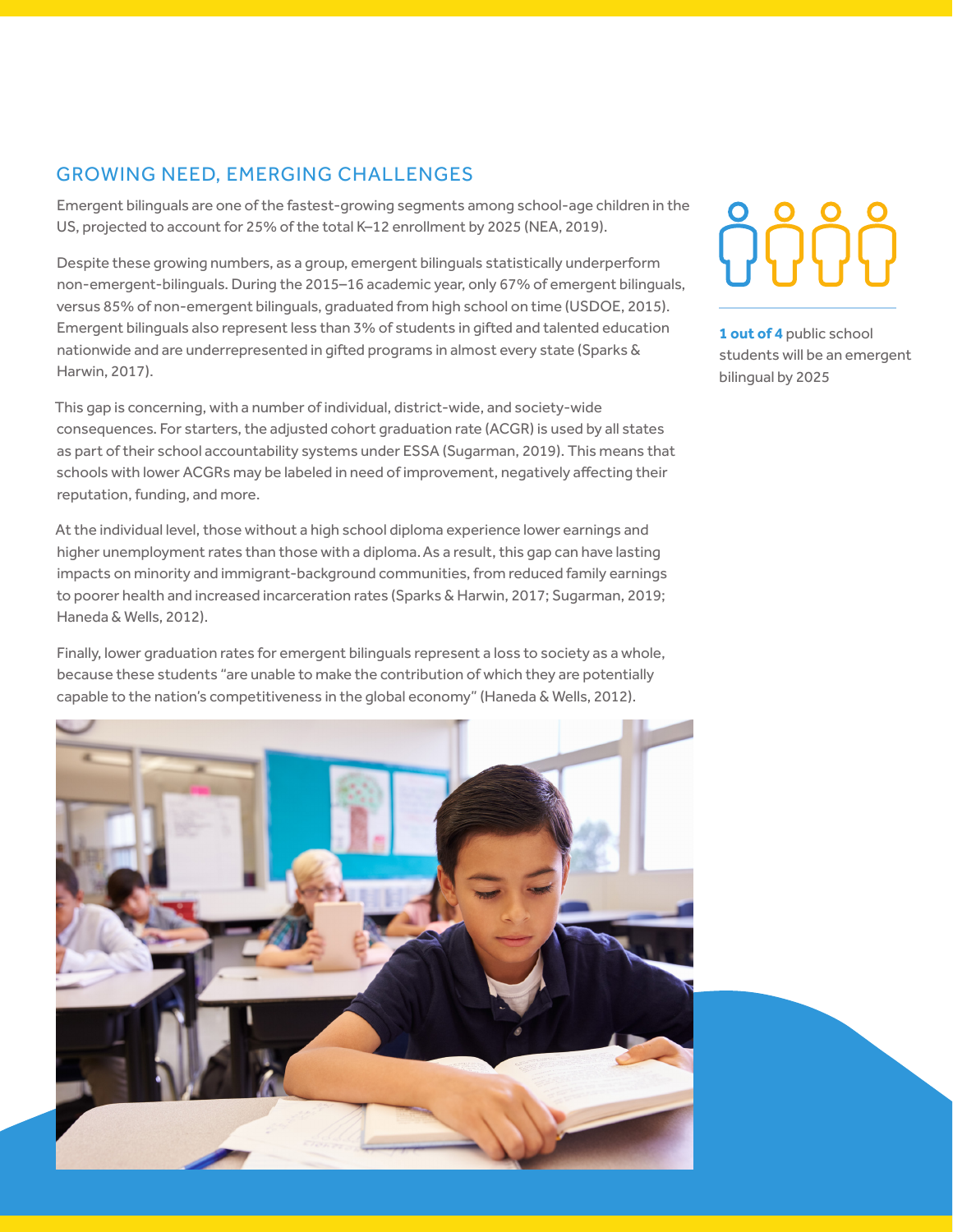## GROWING NEED, EMERGING CHALLENGES

Emergent bilinguals are one of the fastest-growing segments among school-age children in the US, projected to account for 25% of the total K–12 enrollment by 2025 (NEA, 2019).

Despite these growing numbers, as a group, emergent bilinguals statistically underperform non-emergent-bilinguals. During the 2015–16 academic year, only 67% of emergent bilinguals, versus 85% of non-emergent bilinguals, graduated from high school on time (USDOE, 2015). Emergent bilinguals also represent less than 3% of students in gifted and talented education nationwide and are underrepresented in gifted programs in almost every state (Sparks & Harwin, 2017).

This gap is concerning, with a number of individual, district-wide, and society-wide consequences. For starters, the adjusted cohort graduation rate (ACGR) is used by all states as part of their school accountability systems under ESSA (Sugarman, 2019). This means that schools with lower ACGRs may be labeled in need of improvement, negatively affecting their reputation, funding, and more.

At the individual level, those without a high school diploma experience lower earnings and higher unemployment rates than those with a diploma. As a result, this gap can have lasting impacts on minority and immigrant-background communities, from reduced family earnings to poorer health and increased incarceration rates (Sparks & Harwin, 2017; Sugarman, 2019; Haneda & Wells, 2012).

Finally, lower graduation rates for emergent bilinguals represent a loss to society as a whole, because these students "are unable to make the contribution of which they are potentially capable to the nation's competitiveness in the global economy" (Haneda & Wells, 2012).

**1 out of 4** public school students will be an emergent bilingual by 2025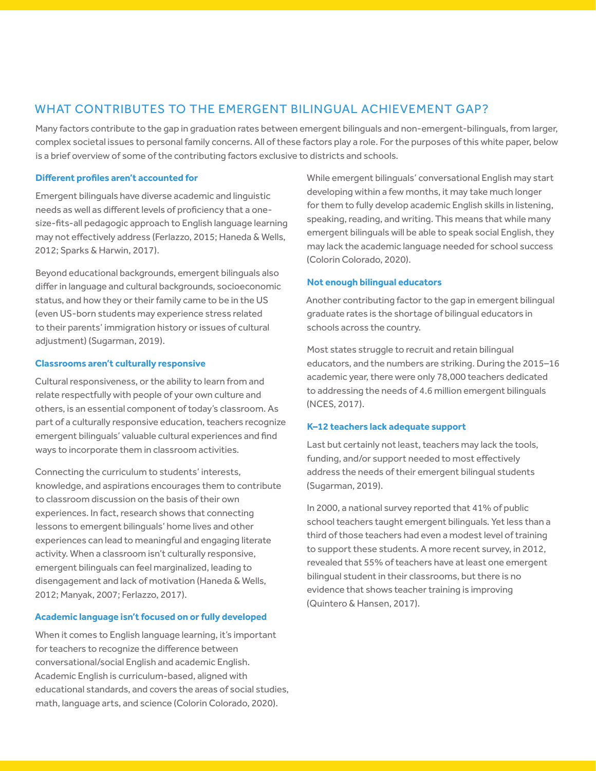## WHAT CONTRIBUTES TO THE EMERGENT BILINGUAL ACHIEVEMENT GAP?

Many factors contribute to the gap in graduation rates between emergent bilinguals and non-emergent-bilinguals, from larger, complex societal issues to personal family concerns. All of these factors play a role. For the purposes of this white paper, below is a brief overview of some of the contributing factors exclusive to districts and schools.

### Different profiles aren't accounted for

Emergent bilinguals have diverse academic and linguistic needs as well as different levels of proficiency that a one-size-fits-all pedagogic approach to English language learning may not effectively address (Ferlazzo, 2015; Haneda & Wells, 2012; Sparks & Harwin, 2017).

Beyond educational backgrounds, emergent bilinguals also differ in language and cultural backgrounds, socioeconomic status, and how they or their family came to be in the US (even US-born students may experience stress related to their parents' immigration history or issues of cultural adjustment) (Sugarman, 2019).

### Classrooms aren't culturally responsive

Cultural responsiveness, or the ability to learn from and relate respectfully with people of your own culture and others, is an essential component of today's classroom. As part of a culturally responsive education, teachers recognize emergent bilinguals' valuable cultural experiences and find ways to incorporate them in classroom activities.

Connecting the curriculum to students' interests, knowledge, and aspirations encourages them to contribute to classroom discussion on the basis of their own experiences. In fact, research shows that connecting lessons to emergent bilinguals' home lives and other experiences can lead to meaningful and engaging literate activity. When a classroom isn't culturally responsive, emergent bilinguals can feel marginalized, leading to disengagement and lack of motivation (Haneda & Wells, 2012; Manyak, 2007; Ferlazzo, 2017).

### Academic language isn't focused on or fully developed

When it comes to English language learning, it's important for teachers to recognize the difference between conversational/social English and academic English. Academic English is curriculum-based, aligned with educational standards, and covers the areas of social studies, math, language arts, and science (Colorin Colorado, 2020).

While emergent bilinguals' conversational English may start developing within a few months, it may take much longer for them to fully develop academic English skills in listening, speaking, reading, and writing. This means that while many emergent bilinguals will be able to speak social English, they may lack the academic language needed for school success (Colorin Colorado, 2020).

### Not enough bilingual educators

Another contributing factor to the gap in emergent bilingual graduate rates is the shortage of bilingual educators in schools across the country.

Most states struggle to recruit and retain bilingual educators, and the numbers are striking. During the 2015–16 academic year, there were only 78,000 teachers dedicated to addressing the needs of 4.6 million emergent bilinguals (NCES, 2017).

### K–12 teachers lack adequate support

Last but certainly not least, teachers may lack the tools, funding, and/or support needed to most effectively address the needs of their emergent bilingual students (Sugarman, 2019).

In 2000, a national survey reported that 41% of public school teachers taught emergent bilinguals. Yet less than a third of those teachers had even a modest level of training to support these students. A more recent survey, in 2012, revealed that 55% of teachers have at least one emergent bilingual student in their classrooms, but there is no evidence that shows teacher training is improving (Quintero & Hansen, 2017).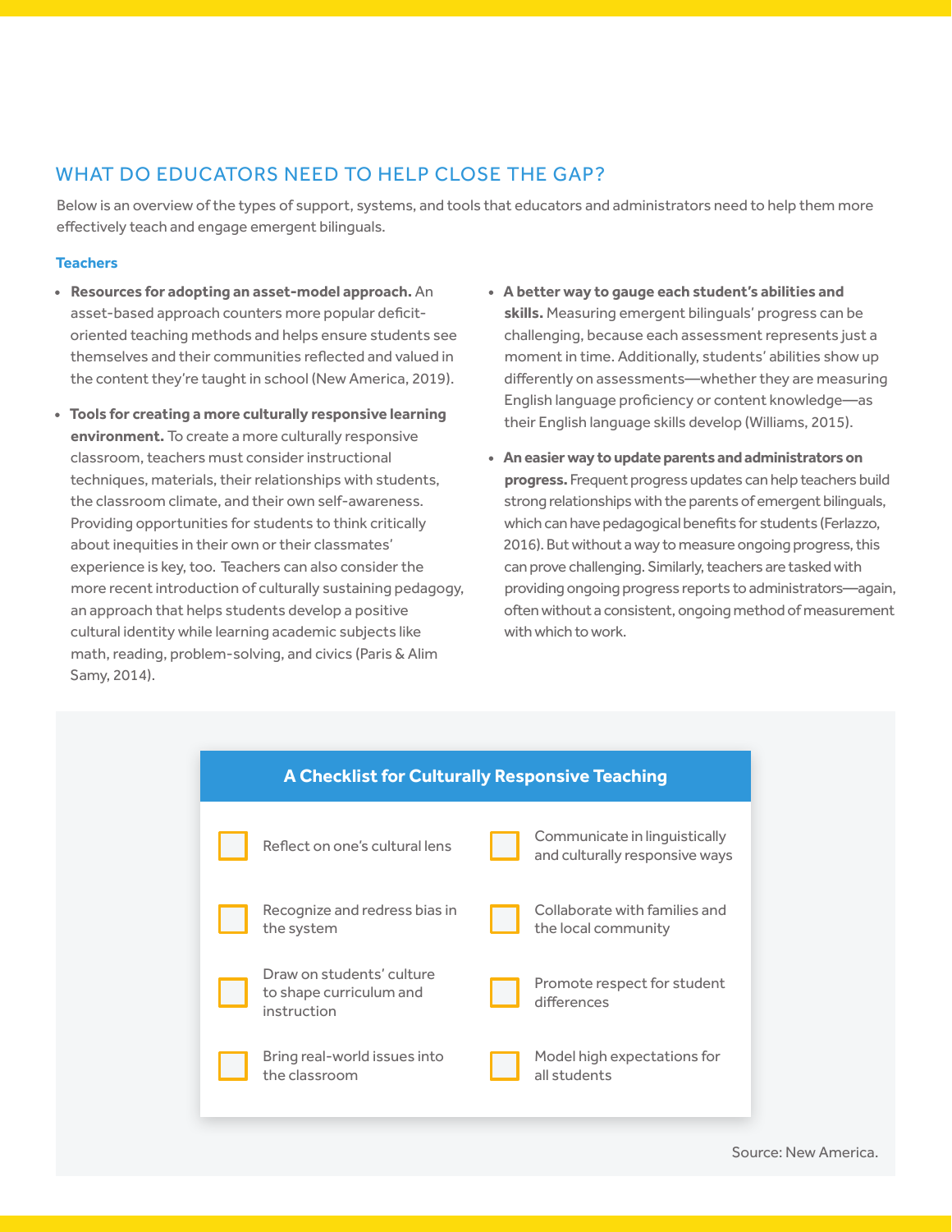## WHAT DO EDUCATORS NEED TO HELP CLOSE THE GAP?

Below is an overview of the types of support, systems, and tools that educators and administrators need to help them more effectively teach and engage emergent bilinguals.

### Teachers

- **Resources for adopting an asset-model approach.** An asset-based approach counters more popular deficit-oriented teaching methods and helps ensure students see themselves and their communities reflected and valued in the content they're taught in school (New America, 2019).
- **Tools for creating a more culturally responsive learning environment.** To create a more culturally responsive classroom, teachers must consider instructional techniques, materials, their relationships with students, the classroom climate, and their own self-awareness. Providing opportunities for students to think critically about inequities in their own or their classmates' experience is key, too. Teachers can also consider the more recent introduction of culturally sustaining pedagogy, an approach that helps students develop a positive cultural identity while learning academic subjects like math, reading, problem-solving, and civics (Paris & Alim Samy, 2014).
- **A better way to gauge each student's abilities and skills.** Measuring emergent bilinguals' progress can be challenging, because each assessment represents just a moment in time. Additionally, students' abilities show up differently on assessments—whether they are measuring English language proficiency or content knowledge—as their English language skills develop (Williams, 2015).
- **An easier way to update parents and administrators on progress.** Frequent progress updates can help teachers build strong relationships with the parents of emergent bilinguals, which can have pedagogical benefits for students (Ferlazzo, 2016). But without a way to measure ongoing progress, this can prove challenging. Similarly, teachers are tasked with providing ongoing progress reports to administrators—again, often without a consistent, ongoing method of measurement with which to work.

**A Checklist for Culturally Responsive Teaching**

- [ ] Reflect on one's cultural lens
- [ ] Recognize and redress bias in the system
- [ ] Draw on students' culture to shape curriculum and instruction
- [ ] Bring real-world issues into the classroom
- [ ] Communicate in linguistically and culturally responsive ways
- [ ] Collaborate with families and the local community
- [ ] Promote respect for student differences
- [ ] Model high expectations for all students

Source: New America.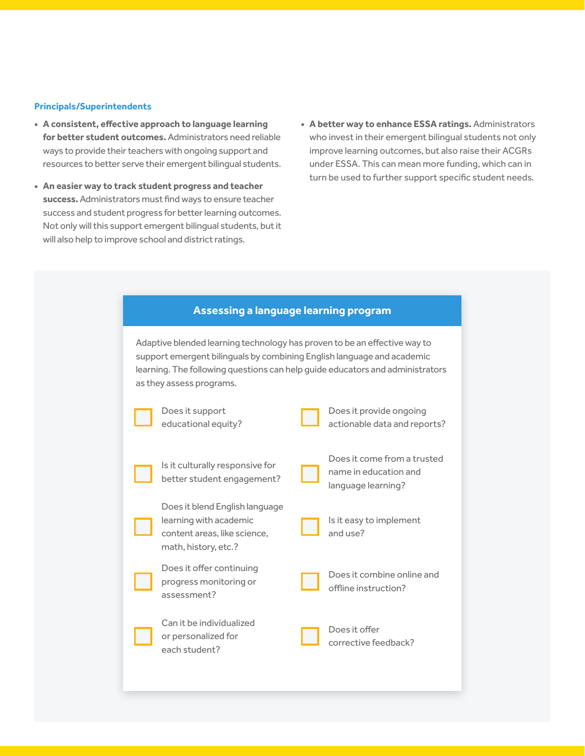### Principals/Superintendents

- **A consistent, effective approach to language learning for better student outcomes.** Administrators need reliable ways to provide their teachers with ongoing support and resources to better serve their emergent bilingual students.
- **An easier way to track student progress and teacher success.** Administrators must find ways to ensure teacher success and student progress for better learning outcomes. Not only will this support emergent bilingual students, but it will also help to improve school and district ratings.
- **A better way to enhance ESSA ratings.** Administrators who invest in their emergent bilingual students not only improve learning outcomes, but also raise their ACGRs under ESSA. This can mean more funding, which can in turn be used to further support specific student needs.

## Assessing a language learning program

Adaptive blended learning technology has proven to be an effective way to support emergent bilinguals by combining English language and academic learning. The following questions can help guide educators and administrators as they assess programs.

- [ ] Does it support educational equity?
- [ ] Is it culturally responsive for better student engagement?
- [ ] Does it blend English language learning with academic content areas, like science, math, history, etc.?
- [ ] Does it offer continuing progress monitoring or assessment?
- [ ] Can it be individualized or personalized for each student?
- [ ] Does it provide ongoing actionable data and reports?
- [ ] Does it come from a trusted name in education and language learning?
- [ ] Is it easy to implement and use?
- [ ] Does it combine online and offline instruction?
- [ ] Does it offer corrective feedback?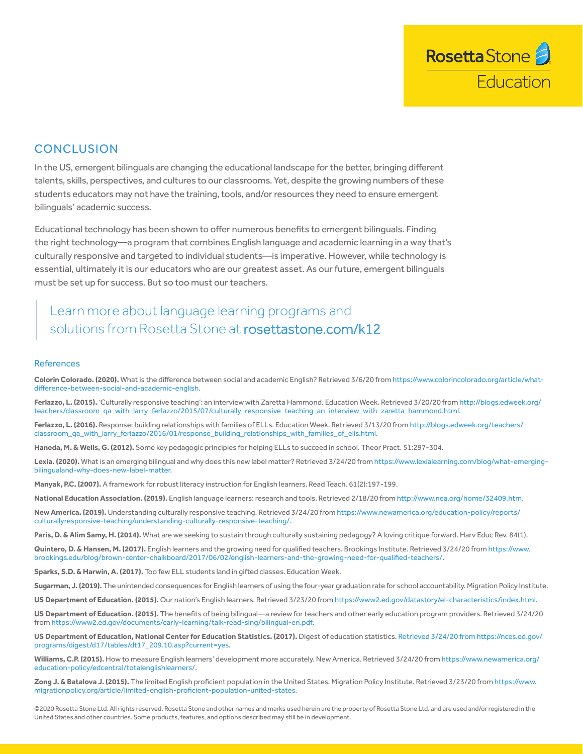## CONCLUSION

In the US, emergent bilinguals are changing the educational landscape for the better, bringing different talents, skills, perspectives, and cultures to our classrooms. Yet, despite the growing numbers of these students educators may not have the training, tools, and/or resources they need to ensure emergent bilinguals' academic success.

Educational technology has been shown to offer numerous benefits to emergent bilinguals. Finding the right technology—a program that combines English language and academic learning in a way that's culturally responsive and targeted to individual students—is imperative. However, while technology is essential, ultimately it is our educators who are our greatest asset. As our future, emergent bilinguals must be set up for success. But so too must our teachers.

> Learn more about language learning programs and solutions from Rosetta Stone at rosettastone.com/k12

### References

**Colorin Colorado. (2020).** What is the difference between social and academic English? Retrieved 3/6/20 from https://www.colorincolorado.org/article/what-difference-between-social-and-academic-english.

**Ferlazzo, L. (2015).** 'Culturally responsive teaching': an interview with Zaretta Hammond. Education Week. Retrieved 3/20/20 from http://blogs.edweek.org/teachers/classroom_qa_with_larry_ferlazzo/2015/07/culturally_responsive_teaching_an_interview_with_zaretta_hammond.html.

**Ferlazzo, L. (2016).** Response: building relationships with families of ELLs. Education Week. Retrieved 3/13/20 from http://blogs.edweek.org/teachers/classroom_qa_with_larry_ferlazzo/2016/01/response_building_relationships_with_families_of_ells.html.

**Haneda, M. & Wells, G. (2012).** Some key pedagogic principles for helping ELLs to succeed in school. Theor Pract. 51:297-304.

**Lexia. (2020).** What is an emerging bilingual and why does this new label matter? Retrieved 3/24/20 from https://www.lexialearning.com/blog/what-emerging-bilingualand-why-does-new-label-matter.

**Manyak, P.C. (2007).** A framework for robust literacy instruction for English learners. Read Teach. 61(2):197-199.

**National Education Association. (2019).** English language learners: research and tools. Retrieved 2/18/20 from http://www.nea.org/home/32409.htm.

**New America. (2019).** Understanding culturally responsive teaching. Retrieved 3/24/20 from https://www.newamerica.org/education-policy/reports/culturallyresponsive-teaching/understanding-culturally-responsive-teaching/.

**Paris, D. & Alim Samy, H. (2014).** What are we seeking to sustain through culturally sustaining pedagogy? A loving critique forward. Harv Educ Rev. 84(1).

**Quintero, D. & Hansen, M. (2017).** English learners and the growing need for qualified teachers. Brookings Institute. Retrieved 3/24/20 from https://www.brookings.edu/blog/brown-center-chalkboard/2017/06/02/english-learners-and-the-growing-need-for-qualified-teachers/.

**Sparks, S.D. & Harwin, A. (2017).** Too few ELL students land in gifted classes. Education Week.

**Sugarman, J. (2019).** The unintended consequences for English learners of using the four-year graduation rate for school accountability. Migration Policy Institute.

**US Department of Education. (2015).** Our nation's English learners. Retrieved 3/23/20 from https://www2.ed.gov/datastory/el-characteristics/index.html.

**US Department of Education. (2015).** The benefits of being bilingual—a review for teachers and other early education program providers. Retrieved 3/24/20 from https://www2.ed.gov/documents/early-learning/talk-read-sing/bilingual-en.pdf.

**US Department of Education, National Center for Education Statistics. (2017).** Digest of education statistics. Retrieved 3/24/20 from https://nces.ed.gov/programs/digest/d17/tables/dt17_209.10.asp?current=yes.

**Williams, C.P. (2015).** How to measure English learners' development more accurately. New America. Retrieved 3/24/20 from https://www.newamerica.org/education-policy/edcentral/totalenglishlearners/.

**Zong J. & Batalova J. (2015).** The limited English proficient population in the United States. Migration Policy Institute. Retrieved 3/23/20 from https://www.migrationpolicy.org/article/limited-english-proficient-population-united-states.

©2020 Rosetta Stone Ltd. All rights reserved. Rosetta Stone and other names and marks used herein are the property of Rosetta Stone Ltd. and are used and/or registered in the United States and other countries. Some products, features, and options described may still be in development.